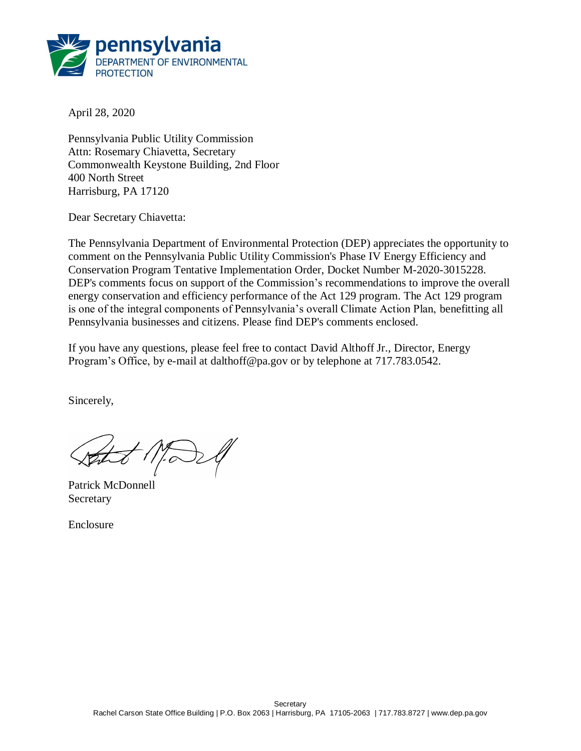pennsylvania
DEPARTMENT OF ENVIRONMENTAL PROTECTION

April 28, 2020

Pennsylvania Public Utility Commission
Attn: Rosemary Chiavetta, Secretary
Commonwealth Keystone Building, 2nd Floor
400 North Street
Harrisburg, PA 17120

Dear Secretary Chiavetta:

The Pennsylvania Department of Environmental Protection (DEP) appreciates the opportunity to comment on the Pennsylvania Public Utility Commission's Phase IV Energy Efficiency and Conservation Program Tentative Implementation Order, Docket Number M-2020-3015228. DEP's comments focus on support of the Commission's recommendations to improve the overall energy conservation and efficiency performance of the Act 129 program. The Act 129 program is one of the integral components of Pennsylvania's overall Climate Action Plan, benefitting all Pennsylvania businesses and citizens. Please find DEP's comments enclosed.

If you have any questions, please feel free to contact David Althoff Jr., Director, Energy Program's Office, by e-mail at dalthoff@pa.gov or by telephone at 717.783.0542.

Sincerely,

Patrick McDonnell
Secretary

Enclosure

Secretary
Rachel Carson State Office Building | P.O. Box 2063 | Harrisburg, PA 17105-2063 | 717.783.8727 | www.dep.pa.gov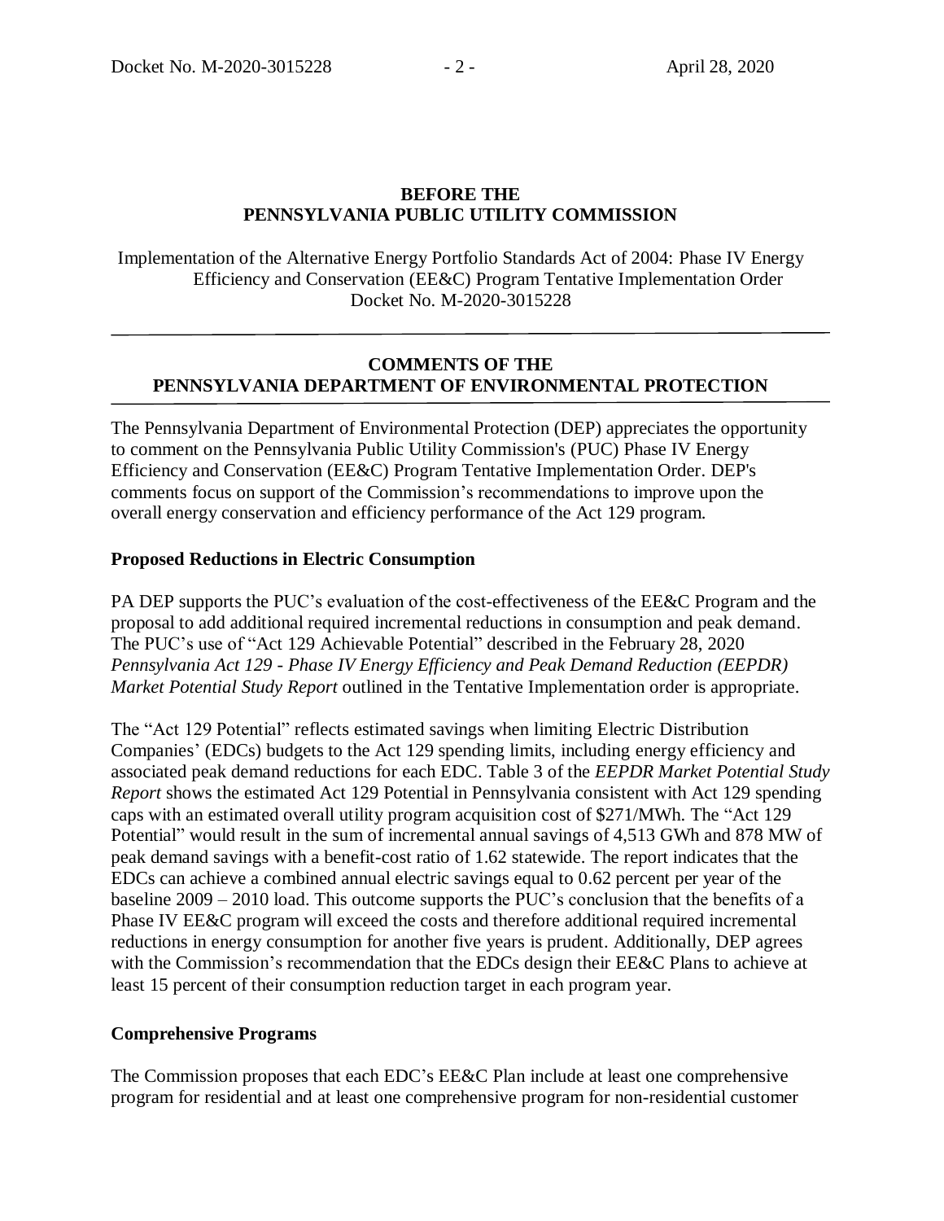**BEFORE THE**
**PENNSYLVANIA PUBLIC UTILITY COMMISSION**

Implementation of the Alternative Energy Portfolio Standards Act of 2004: Phase IV Energy Efficiency and Conservation (EE&C) Program Tentative Implementation Order
Docket No. M-2020-3015228

---

## COMMENTS OF THE PENNSYLVANIA DEPARTMENT OF ENVIRONMENTAL PROTECTION

---

The Pennsylvania Department of Environmental Protection (DEP) appreciates the opportunity to comment on the Pennsylvania Public Utility Commission's (PUC) Phase IV Energy Efficiency and Conservation (EE&C) Program Tentative Implementation Order. DEP's comments focus on support of the Commission's recommendations to improve upon the overall energy conservation and efficiency performance of the Act 129 program.

### Proposed Reductions in Electric Consumption

PA DEP supports the PUC's evaluation of the cost-effectiveness of the EE&C Program and the proposal to add additional required incremental reductions in consumption and peak demand. The PUC's use of "Act 129 Achievable Potential" described in the February 28, 2020 *Pennsylvania Act 129 - Phase IV Energy Efficiency and Peak Demand Reduction (EEPDR) Market Potential Study Report* outlined in the Tentative Implementation order is appropriate.

The "Act 129 Potential" reflects estimated savings when limiting Electric Distribution Companies' (EDCs) budgets to the Act 129 spending limits, including energy efficiency and associated peak demand reductions for each EDC. Table 3 of the *EEPDR Market Potential Study Report* shows the estimated Act 129 Potential in Pennsylvania consistent with Act 129 spending caps with an estimated overall utility program acquisition cost of $271/MWh. The "Act 129 Potential" would result in the sum of incremental annual savings of 4,513 GWh and 878 MW of peak demand savings with a benefit-cost ratio of 1.62 statewide. The report indicates that the EDCs can achieve a combined annual electric savings equal to 0.62 percent per year of the baseline 2009 – 2010 load. This outcome supports the PUC's conclusion that the benefits of a Phase IV EE&C program will exceed the costs and therefore additional required incremental reductions in energy consumption for another five years is prudent. Additionally, DEP agrees with the Commission's recommendation that the EDCs design their EE&C Plans to achieve at least 15 percent of their consumption reduction target in each program year.

### Comprehensive Programs

The Commission proposes that each EDC's EE&C Plan include at least one comprehensive program for residential and at least one comprehensive program for non-residential customer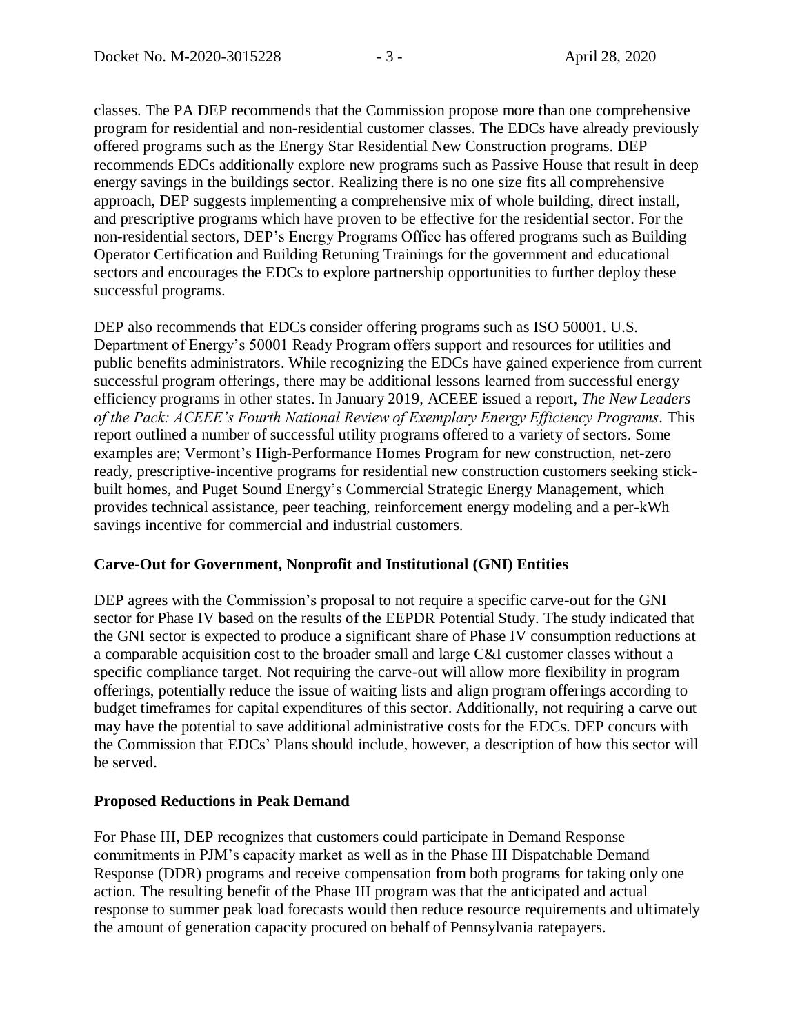classes. The PA DEP recommends that the Commission propose more than one comprehensive program for residential and non-residential customer classes. The EDCs have already previously offered programs such as the Energy Star Residential New Construction programs. DEP recommends EDCs additionally explore new programs such as Passive House that result in deep energy savings in the buildings sector. Realizing there is no one size fits all comprehensive approach, DEP suggests implementing a comprehensive mix of whole building, direct install, and prescriptive programs which have proven to be effective for the residential sector. For the non-residential sectors, DEP's Energy Programs Office has offered programs such as Building Operator Certification and Building Retuning Trainings for the government and educational sectors and encourages the EDCs to explore partnership opportunities to further deploy these successful programs.

DEP also recommends that EDCs consider offering programs such as ISO 50001. U.S. Department of Energy's 50001 Ready Program offers support and resources for utilities and public benefits administrators. While recognizing the EDCs have gained experience from current successful program offerings, there may be additional lessons learned from successful energy efficiency programs in other states. In January 2019, ACEEE issued a report, *The New Leaders of the Pack: ACEEE's Fourth National Review of Exemplary Energy Efficiency Programs*. This report outlined a number of successful utility programs offered to a variety of sectors. Some examples are; Vermont's High-Performance Homes Program for new construction, net-zero ready, prescriptive-incentive programs for residential new construction customers seeking stick-built homes, and Puget Sound Energy's Commercial Strategic Energy Management, which provides technical assistance, peer teaching, reinforcement energy modeling and a per-kWh savings incentive for commercial and industrial customers.

**Carve-Out for Government, Nonprofit and Institutional (GNI) Entities**

DEP agrees with the Commission's proposal to not require a specific carve-out for the GNI sector for Phase IV based on the results of the EEPDR Potential Study. The study indicated that the GNI sector is expected to produce a significant share of Phase IV consumption reductions at a comparable acquisition cost to the broader small and large C&I customer classes without a specific compliance target. Not requiring the carve-out will allow more flexibility in program offerings, potentially reduce the issue of waiting lists and align program offerings according to budget timeframes for capital expenditures of this sector. Additionally, not requiring a carve out may have the potential to save additional administrative costs for the EDCs. DEP concurs with the Commission that EDCs' Plans should include, however, a description of how this sector will be served.

**Proposed Reductions in Peak Demand**

For Phase III, DEP recognizes that customers could participate in Demand Response commitments in PJM's capacity market as well as in the Phase III Dispatchable Demand Response (DDR) programs and receive compensation from both programs for taking only one action. The resulting benefit of the Phase III program was that the anticipated and actual response to summer peak load forecasts would then reduce resource requirements and ultimately the amount of generation capacity procured on behalf of Pennsylvania ratepayers.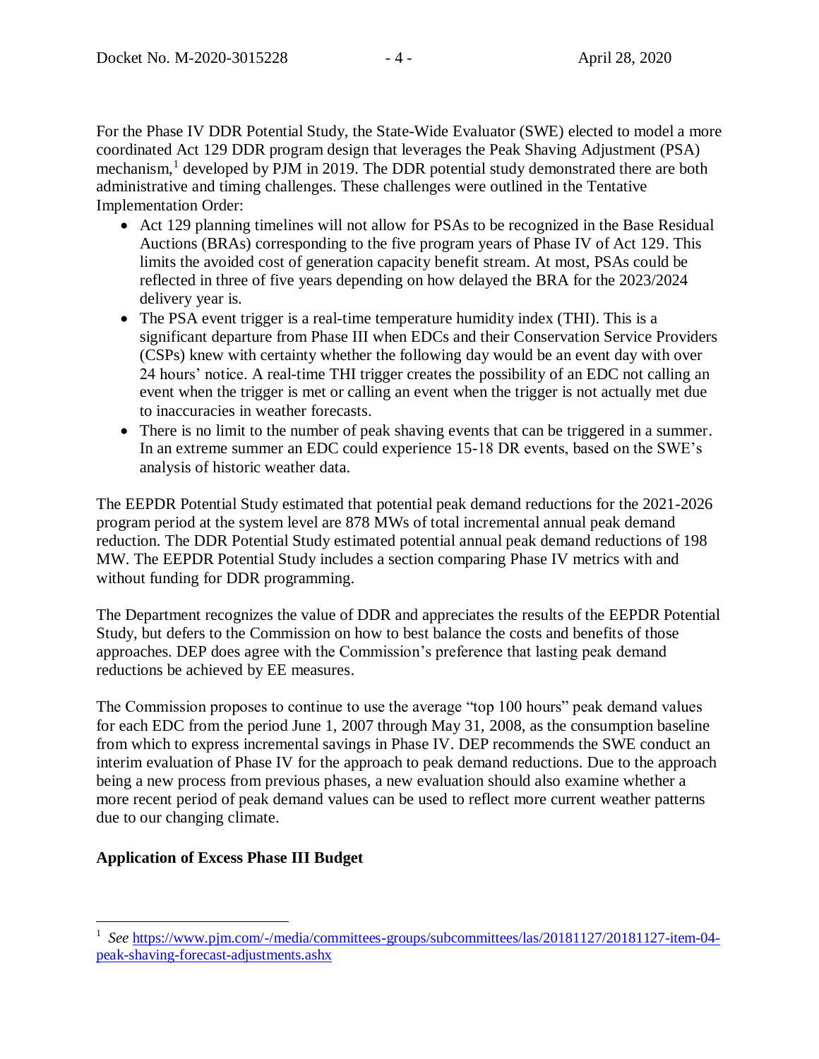For the Phase IV DDR Potential Study, the State-Wide Evaluator (SWE) elected to model a more coordinated Act 129 DDR program design that leverages the Peak Shaving Adjustment (PSA) mechanism,[1] developed by PJM in 2019. The DDR potential study demonstrated there are both administrative and timing challenges. These challenges were outlined in the Tentative Implementation Order:

- Act 129 planning timelines will not allow for PSAs to be recognized in the Base Residual Auctions (BRAs) corresponding to the five program years of Phase IV of Act 129. This limits the avoided cost of generation capacity benefit stream. At most, PSAs could be reflected in three of five years depending on how delayed the BRA for the 2023/2024 delivery year is.
- The PSA event trigger is a real-time temperature humidity index (THI). This is a significant departure from Phase III when EDCs and their Conservation Service Providers (CSPs) knew with certainty whether the following day would be an event day with over 24 hours' notice. A real-time THI trigger creates the possibility of an EDC not calling an event when the trigger is met or calling an event when the trigger is not actually met due to inaccuracies in weather forecasts.
- There is no limit to the number of peak shaving events that can be triggered in a summer. In an extreme summer an EDC could experience 15-18 DR events, based on the SWE's analysis of historic weather data.

The EEPDR Potential Study estimated that potential peak demand reductions for the 2021-2026 program period at the system level are 878 MWs of total incremental annual peak demand reduction. The DDR Potential Study estimated potential annual peak demand reductions of 198 MW. The EEPDR Potential Study includes a section comparing Phase IV metrics with and without funding for DDR programming.

The Department recognizes the value of DDR and appreciates the results of the EEPDR Potential Study, but defers to the Commission on how to best balance the costs and benefits of those approaches. DEP does agree with the Commission's preference that lasting peak demand reductions be achieved by EE measures.

The Commission proposes to continue to use the average "top 100 hours" peak demand values for each EDC from the period June 1, 2007 through May 31, 2008, as the consumption baseline from which to express incremental savings in Phase IV. DEP recommends the SWE conduct an interim evaluation of Phase IV for the approach to peak demand reductions. Due to the approach being a new process from previous phases, a new evaluation should also examine whether a more recent period of peak demand values can be used to reflect more current weather patterns due to our changing climate.

**Application of Excess Phase III Budget**

---

[1] *See* https://www.pjm.com/-/media/committees-groups/subcommittees/las/20181127/20181127-item-04-peak-shaving-forecast-adjustments.ashx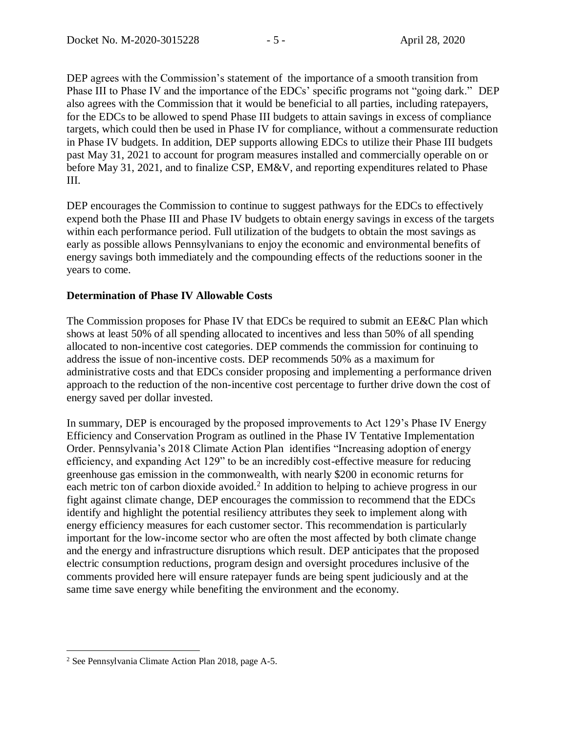DEP agrees with the Commission's statement of the importance of a smooth transition from Phase III to Phase IV and the importance of the EDCs' specific programs not "going dark." DEP also agrees with the Commission that it would be beneficial to all parties, including ratepayers, for the EDCs to be allowed to spend Phase III budgets to attain savings in excess of compliance targets, which could then be used in Phase IV for compliance, without a commensurate reduction in Phase IV budgets. In addition, DEP supports allowing EDCs to utilize their Phase III budgets past May 31, 2021 to account for program measures installed and commercially operable on or before May 31, 2021, and to finalize CSP, EM&V, and reporting expenditures related to Phase III.

DEP encourages the Commission to continue to suggest pathways for the EDCs to effectively expend both the Phase III and Phase IV budgets to obtain energy savings in excess of the targets within each performance period. Full utilization of the budgets to obtain the most savings as early as possible allows Pennsylvanians to enjoy the economic and environmental benefits of energy savings both immediately and the compounding effects of the reductions sooner in the years to come.

**Determination of Phase IV Allowable Costs**

The Commission proposes for Phase IV that EDCs be required to submit an EE&C Plan which shows at least 50% of all spending allocated to incentives and less than 50% of all spending allocated to non-incentive cost categories. DEP commends the commission for continuing to address the issue of non-incentive costs. DEP recommends 50% as a maximum for administrative costs and that EDCs consider proposing and implementing a performance driven approach to the reduction of the non-incentive cost percentage to further drive down the cost of energy saved per dollar invested.

In summary, DEP is encouraged by the proposed improvements to Act 129's Phase IV Energy Efficiency and Conservation Program as outlined in the Phase IV Tentative Implementation Order. Pennsylvania's 2018 Climate Action Plan identifies "Increasing adoption of energy efficiency, and expanding Act 129" to be an incredibly cost-effective measure for reducing greenhouse gas emission in the commonwealth, with nearly $200 in economic returns for each metric ton of carbon dioxide avoided.[2] In addition to helping to achieve progress in our fight against climate change, DEP encourages the commission to recommend that the EDCs identify and highlight the potential resiliency attributes they seek to implement along with energy efficiency measures for each customer sector. This recommendation is particularly important for the low-income sector who are often the most affected by both climate change and the energy and infrastructure disruptions which result. DEP anticipates that the proposed electric consumption reductions, program design and oversight procedures inclusive of the comments provided here will ensure ratepayer funds are being spent judiciously and at the same time save energy while benefiting the environment and the economy.

---

[2] See Pennsylvania Climate Action Plan 2018, page A-5.